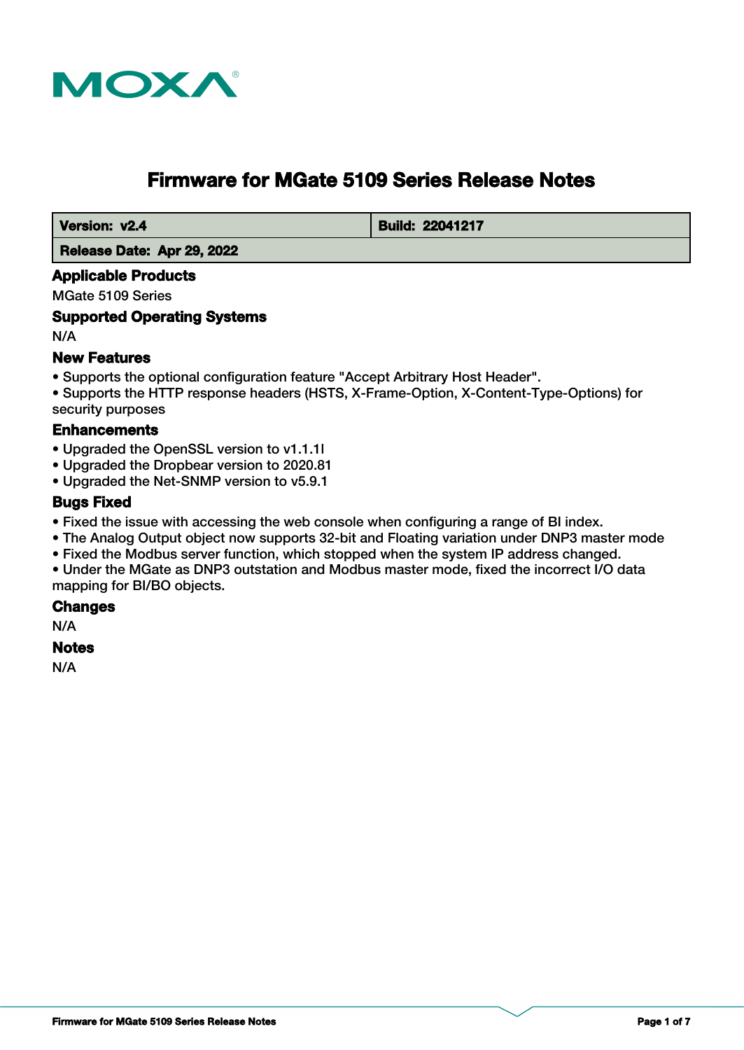# Firmware for MGate 5109 Series Release Notes

| Version: v2.4 | Build: 22041217 |
| --- | --- |
| Release Date: Apr 29, 2022 | |

### Applicable Products

MGate 5109 Series

### Supported Operating Systems

N/A

### New Features

- Supports the optional configuration feature "Accept Arbitrary Host Header".
- Supports the HTTP response headers (HSTS, X-Frame-Option, X-Content-Type-Options) for security purposes

### Enhancements

- Upgraded the OpenSSL version to v1.1.1l
- Upgraded the Dropbear version to 2020.81
- Upgraded the Net-SNMP version to v5.9.1

### Bugs Fixed

- Fixed the issue with accessing the web console when configuring a range of BI index.
- The Analog Output object now supports 32-bit and Floating variation under DNP3 master mode
- Fixed the Modbus server function, which stopped when the system IP address changed.
- Under the MGate as DNP3 outstation and Modbus master mode, fixed the incorrect I/O data mapping for BI/BO objects.

### Changes

N/A

### Notes

N/A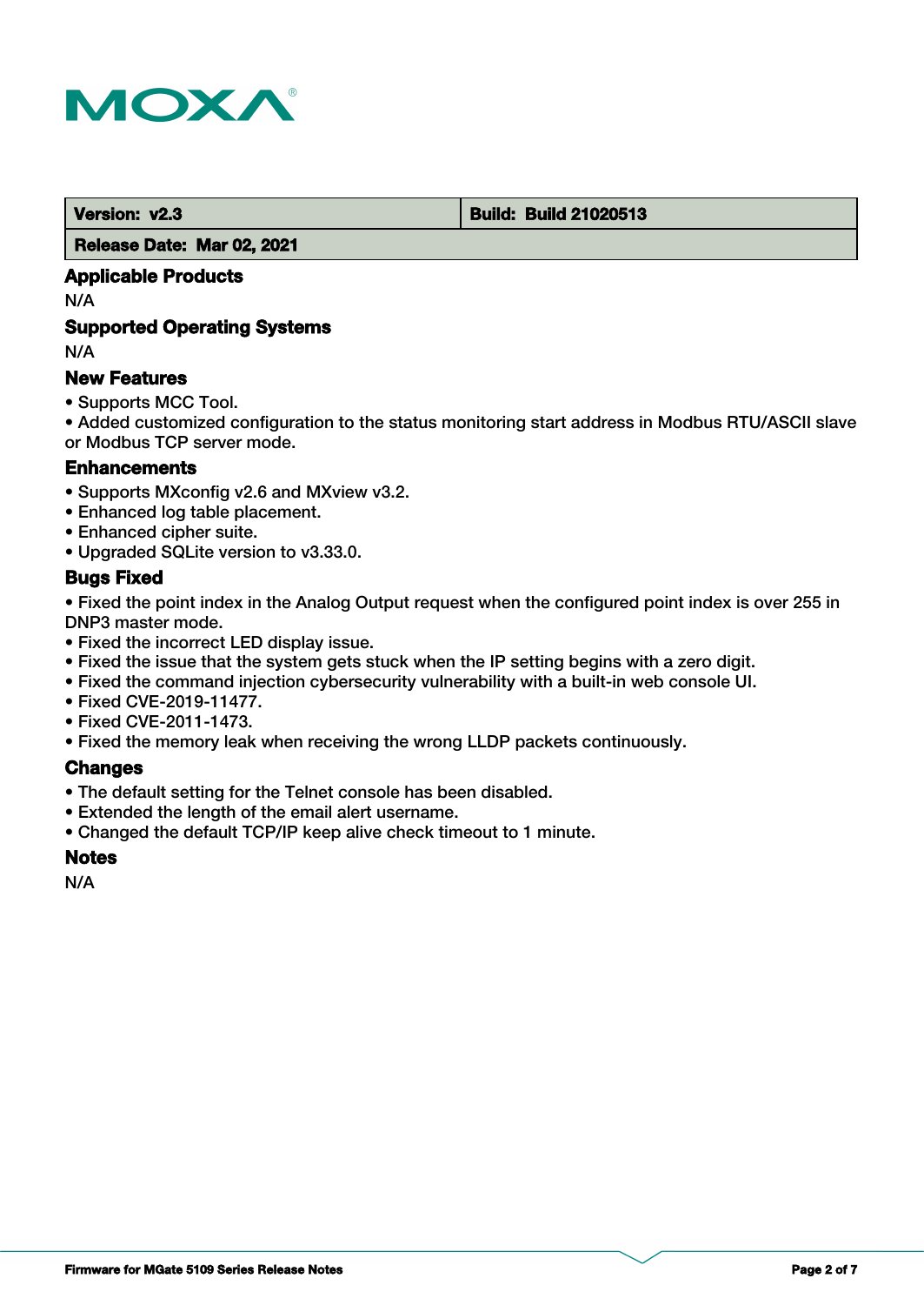| Version: v2.3 | Build: Build 21020513 |
| --- | --- |
| Release Date: Mar 02, 2021 | |

### Applicable Products

N/A

### Supported Operating Systems

N/A

### New Features

- Supports MCC Tool.
- Added customized configuration to the status monitoring start address in Modbus RTU/ASCII slave or Modbus TCP server mode.

### Enhancements

- Supports MXconfig v2.6 and MXview v3.2.
- Enhanced log table placement.
- Enhanced cipher suite.
- Upgraded SQLite version to v3.33.0.

### Bugs Fixed

- Fixed the point index in the Analog Output request when the configured point index is over 255 in DNP3 master mode.
- Fixed the incorrect LED display issue.
- Fixed the issue that the system gets stuck when the IP setting begins with a zero digit.
- Fixed the command injection cybersecurity vulnerability with a built-in web console UI.
- Fixed CVE-2019-11477.
- Fixed CVE-2011-1473.
- Fixed the memory leak when receiving the wrong LLDP packets continuously.

### Changes

- The default setting for the Telnet console has been disabled.
- Extended the length of the email alert username.
- Changed the default TCP/IP keep alive check timeout to 1 minute.

### Notes

N/A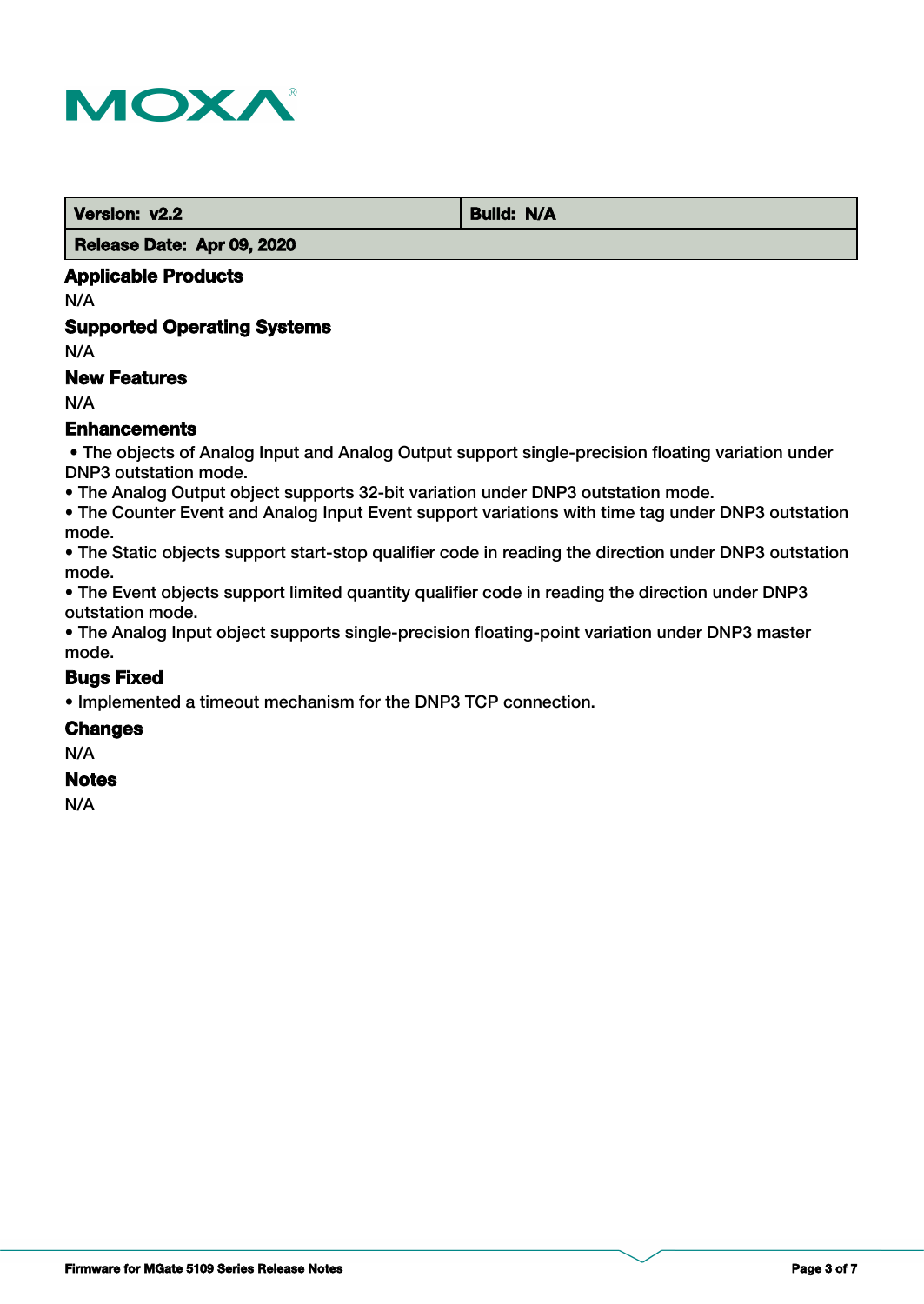| Version: v2.2 | Build: N/A |
| --- | --- |
| Release Date: Apr 09, 2020 | |

### Applicable Products

N/A

### Supported Operating Systems

N/A

### New Features

N/A

### Enhancements

- The objects of Analog Input and Analog Output support single-precision floating variation under DNP3 outstation mode.
- The Analog Output object supports 32-bit variation under DNP3 outstation mode.
- The Counter Event and Analog Input Event support variations with time tag under DNP3 outstation mode.
- The Static objects support start-stop qualifier code in reading the direction under DNP3 outstation mode.
- The Event objects support limited quantity qualifier code in reading the direction under DNP3 outstation mode.
- The Analog Input object supports single-precision floating-point variation under DNP3 master mode.

### Bugs Fixed

- Implemented a timeout mechanism for the DNP3 TCP connection.

### Changes

N/A

### Notes

N/A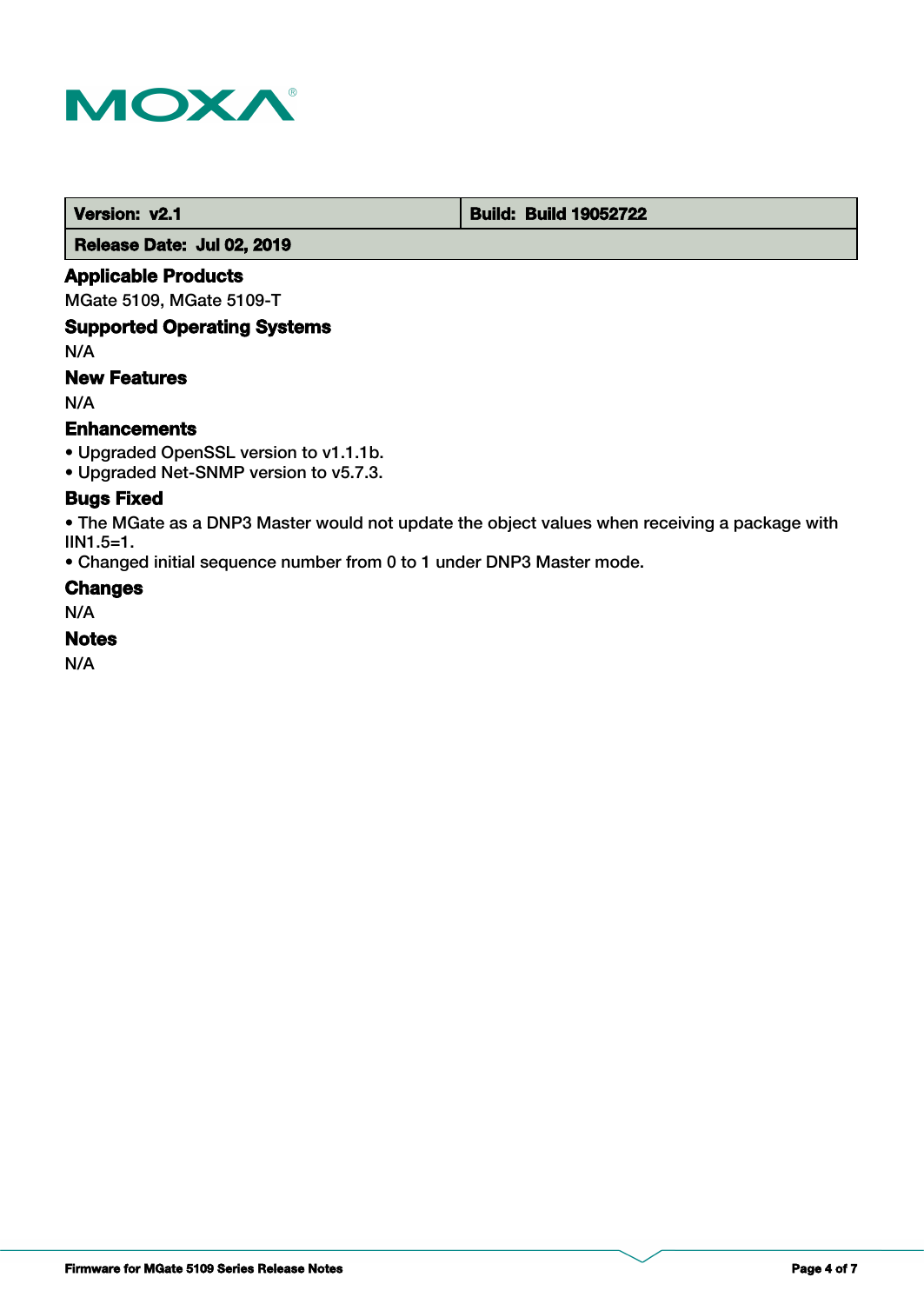| Version: v2.1 | Build: Build 19052722 |
|---|---|
| Release Date: Jul 02, 2019 | |

### Applicable Products

MGate 5109, MGate 5109-T

### Supported Operating Systems

N/A

### New Features

N/A

### Enhancements

- Upgraded OpenSSL version to v1.1.1b.
- Upgraded Net-SNMP version to v5.7.3.

### Bugs Fixed

- The MGate as a DNP3 Master would not update the object values when receiving a package with IIN1.5=1.
- Changed initial sequence number from 0 to 1 under DNP3 Master mode.

### Changes

N/A

### Notes

N/A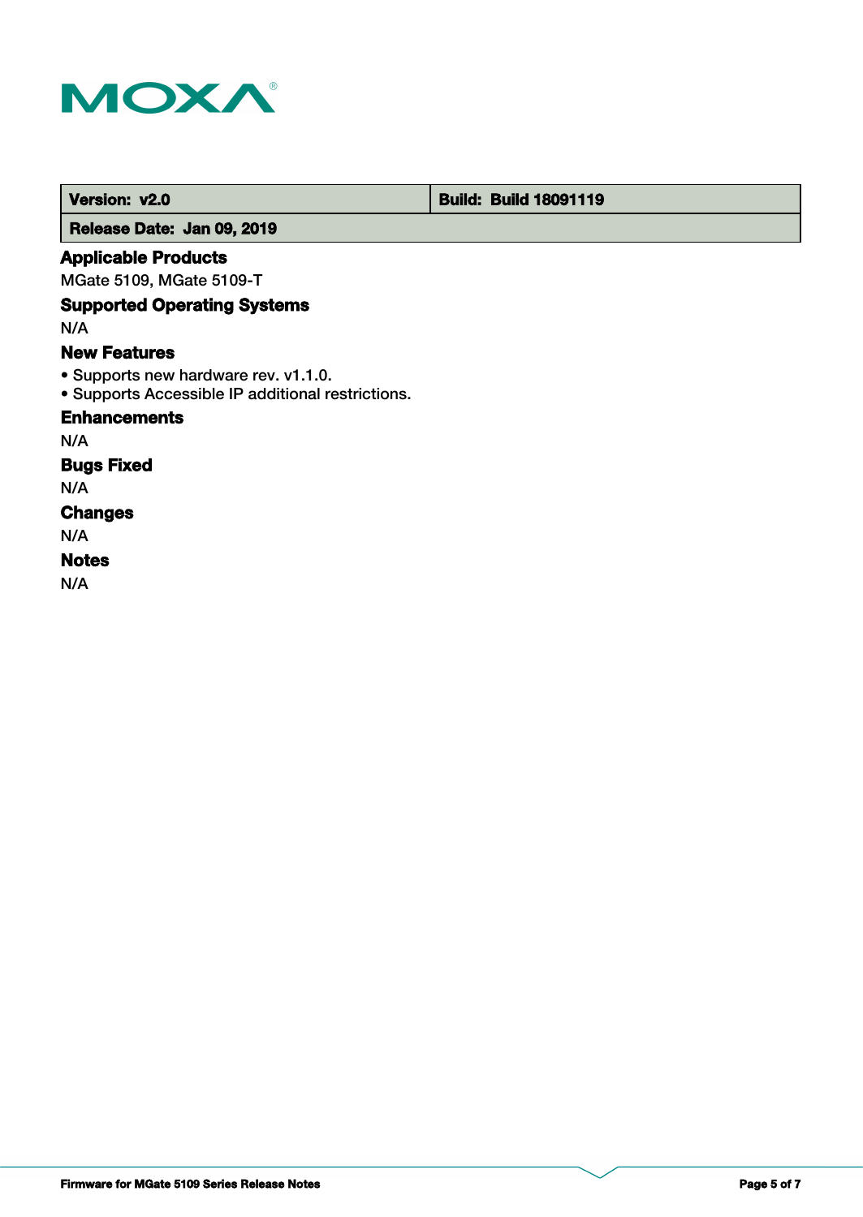| Version: v2.0 | Build: Build 18091119 |
| --- | --- |
| Release Date: Jan 09, 2019 | |

### Applicable Products

MGate 5109, MGate 5109-T

### Supported Operating Systems

N/A

### New Features

- Supports new hardware rev. v1.1.0.
- Supports Accessible IP additional restrictions.

### Enhancements

N/A

### Bugs Fixed

N/A

### Changes

N/A

### Notes

N/A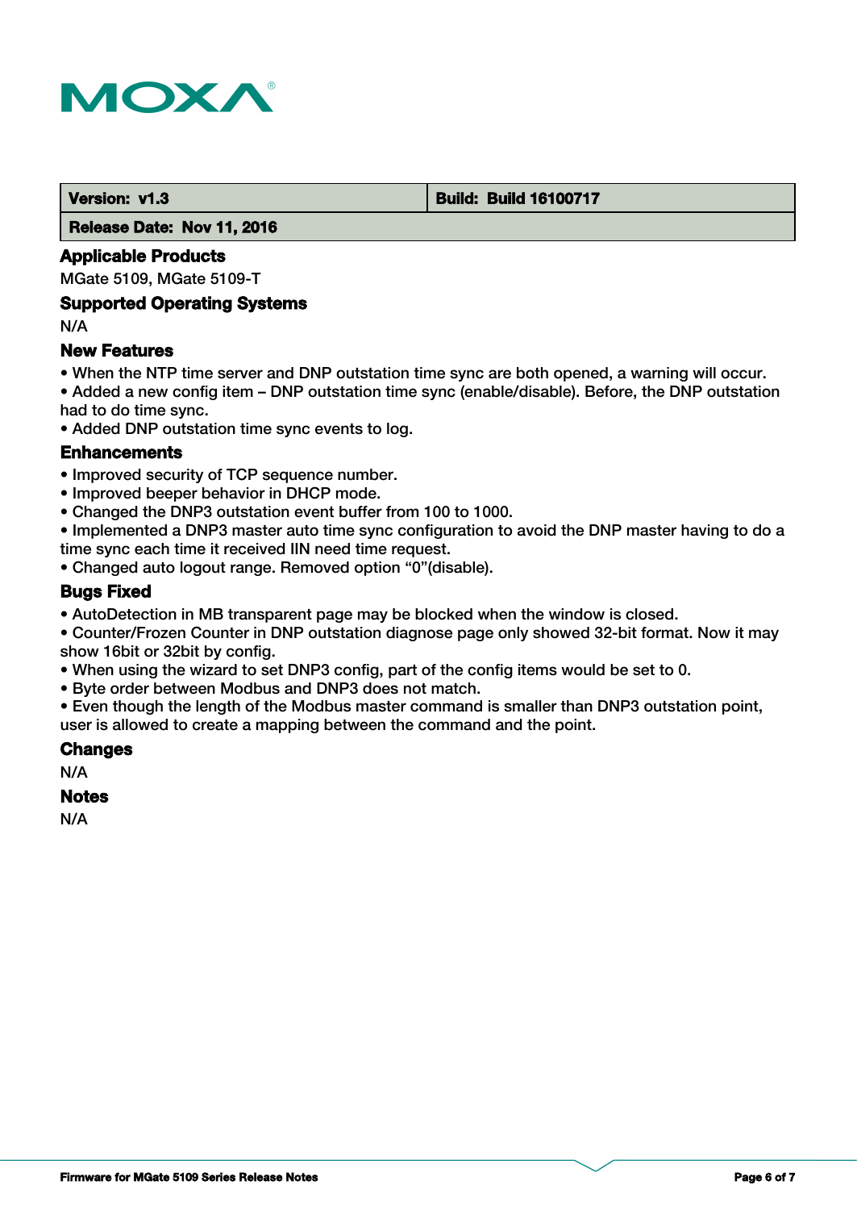| Version: v1.3 | Build: Build 16100717 |
| --- | --- |
| Release Date: Nov 11, 2016 | |

### Applicable Products

MGate 5109, MGate 5109-T

### Supported Operating Systems

N/A

### New Features

- When the NTP time server and DNP outstation time sync are both opened, a warning will occur.
- Added a new config item – DNP outstation time sync (enable/disable). Before, the DNP outstation had to do time sync.
- Added DNP outstation time sync events to log.

### Enhancements

- Improved security of TCP sequence number.
- Improved beeper behavior in DHCP mode.
- Changed the DNP3 outstation event buffer from 100 to 1000.
- Implemented a DNP3 master auto time sync configuration to avoid the DNP master having to do a time sync each time it received IIN need time request.
- Changed auto logout range. Removed option "0"(disable).

### Bugs Fixed

- AutoDetection in MB transparent page may be blocked when the window is closed.
- Counter/Frozen Counter in DNP outstation diagnose page only showed 32-bit format. Now it may show 16bit or 32bit by config.
- When using the wizard to set DNP3 config, part of the config items would be set to 0.
- Byte order between Modbus and DNP3 does not match.
- Even though the length of the Modbus master command is smaller than DNP3 outstation point, user is allowed to create a mapping between the command and the point.

### Changes

N/A

### Notes

N/A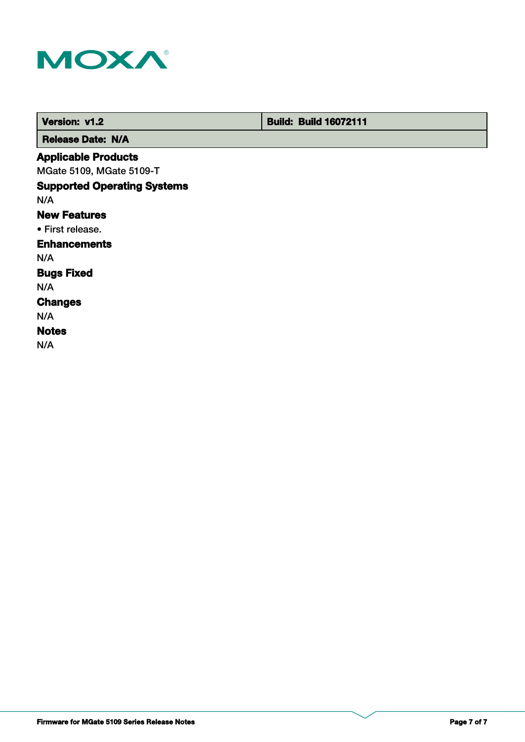| Version: v1.2 | Build: Build 16072111 |
| --- | --- |
| Release Date: N/A | |

### Applicable Products

MGate 5109, MGate 5109-T

### Supported Operating Systems

N/A

### New Features

• First release.

### Enhancements

N/A

### Bugs Fixed

N/A

### Changes

N/A

### Notes

N/A